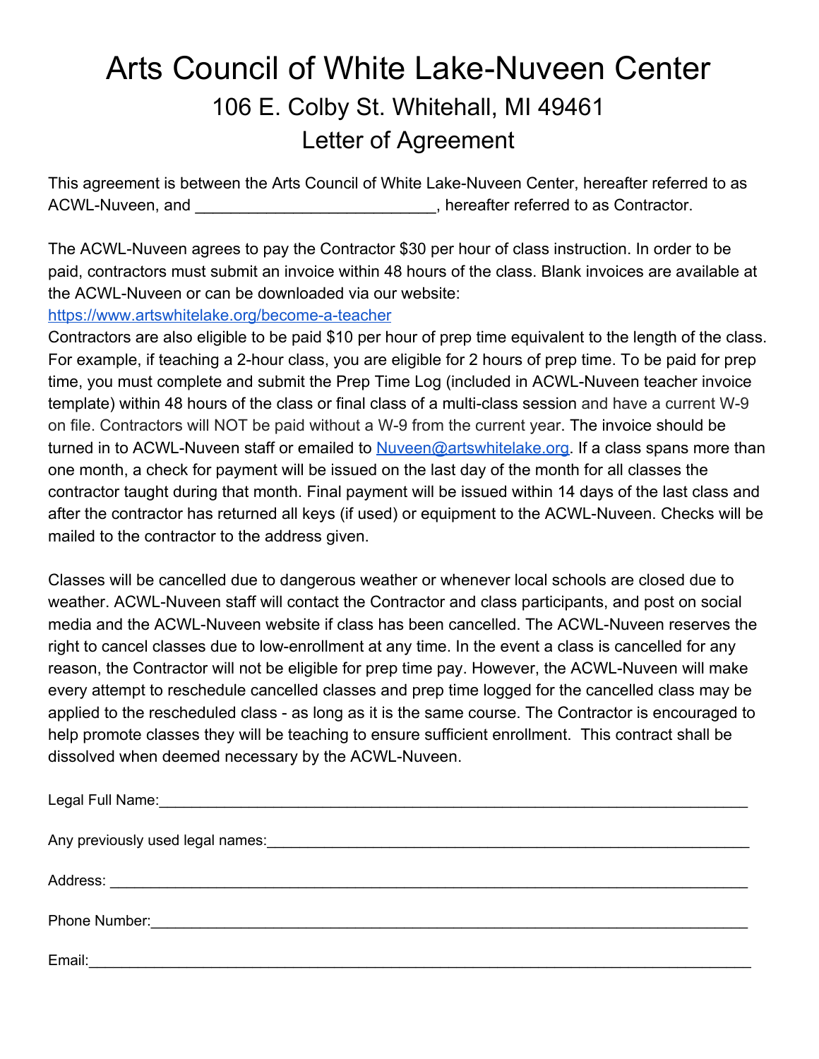# Arts Council of White Lake-Nuveen Center

## 106 E. Colby St. Whitehall, MI 49461

## Letter of Agreement

This agreement is between the Arts Council of White Lake-Nuveen Center, hereafter referred to as ACWL-Nuveen, and ___________________________, hereafter referred to as Contractor.

The ACWL-Nuveen agrees to pay the Contractor $30 per hour of class instruction. In order to be paid, contractors must submit an invoice within 48 hours of the class. Blank invoices are available at the ACWL-Nuveen or can be downloaded via our website:
https://www.artswhitelake.org/become-a-teacher
Contractors are also eligible to be paid $10 per hour of prep time equivalent to the length of the class. For example, if teaching a 2-hour class, you are eligible for 2 hours of prep time. To be paid for prep time, you must complete and submit the Prep Time Log (included in ACWL-Nuveen teacher invoice template) within 48 hours of the class or final class of a multi-class session and have a current W-9 on file. Contractors will NOT be paid without a W-9 from the current year. The invoice should be turned in to ACWL-Nuveen staff or emailed to Nuveen@artswhitelake.org. If a class spans more than one month, a check for payment will be issued on the last day of the month for all classes the contractor taught during that month. Final payment will be issued within 14 days of the last class and after the contractor has returned all keys (if used) or equipment to the ACWL-Nuveen. Checks will be mailed to the contractor to the address given.

Classes will be cancelled due to dangerous weather or whenever local schools are closed due to weather. ACWL-Nuveen staff will contact the Contractor and class participants, and post on social media and the ACWL-Nuveen website if class has been cancelled. The ACWL-Nuveen reserves the right to cancel classes due to low-enrollment at any time. In the event a class is cancelled for any reason, the Contractor will not be eligible for prep time pay. However, the ACWL-Nuveen will make every attempt to reschedule cancelled classes and prep time logged for the cancelled class may be applied to the rescheduled class - as long as it is the same course. The Contractor is encouraged to help promote classes they will be teaching to ensure sufficient enrollment. This contract shall be dissolved when deemed necessary by the ACWL-Nuveen.

Legal Full Name:___________________________________________________________________________

Any previously used legal names:_____________________________________________________________

Address: _________________________________________________________________________________

Phone Number:____________________________________________________________________________

Email:____________________________________________________________________________________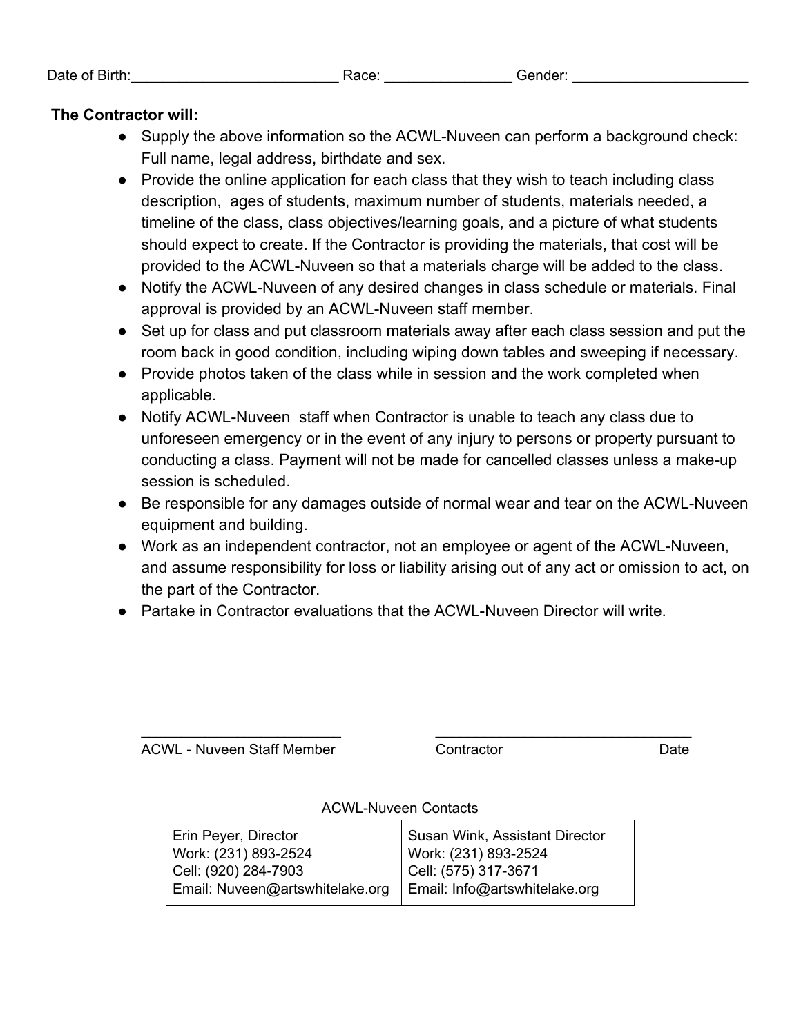Date of Birth:_________________________ Race: ________________ Gender: ______________________

**The Contractor will:**

- Supply the above information so the ACWL-Nuveen can perform a background check: Full name, legal address, birthdate and sex.
- Provide the online application for each class that they wish to teach including class description, ages of students, maximum number of students, materials needed, a timeline of the class, class objectives/learning goals, and a picture of what students should expect to create. If the Contractor is providing the materials, that cost will be provided to the ACWL-Nuveen so that a materials charge will be added to the class.
- Notify the ACWL-Nuveen of any desired changes in class schedule or materials. Final approval is provided by an ACWL-Nuveen staff member.
- Set up for class and put classroom materials away after each class session and put the room back in good condition, including wiping down tables and sweeping if necessary.
- Provide photos taken of the class while in session and the work completed when applicable.
- Notify ACWL-Nuveen staff when Contractor is unable to teach any class due to unforeseen emergency or in the event of any injury to persons or property pursuant to conducting a class. Payment will not be made for cancelled classes unless a make-up session is scheduled.
- Be responsible for any damages outside of normal wear and tear on the ACWL-Nuveen equipment and building.
- Work as an independent contractor, not an employee or agent of the ACWL-Nuveen, and assume responsibility for loss or liability arising out of any act or omission to act, on the part of the Contractor.
- Partake in Contractor evaluations that the ACWL-Nuveen Director will write.

________________________ ________________________________

ACWL - Nuveen Staff Member Contractor Date

ACWL-Nuveen Contacts

| | |
|---|---|
| Erin Peyer, Director<br>Work: (231) 893-2524<br>Cell: (920) 284-7903<br>Email: Nuveen@artswhitelake.org | Susan Wink, Assistant Director<br>Work: (231) 893-2524<br>Cell: (575) 317-3671<br>Email: Info@artswhitelake.org |